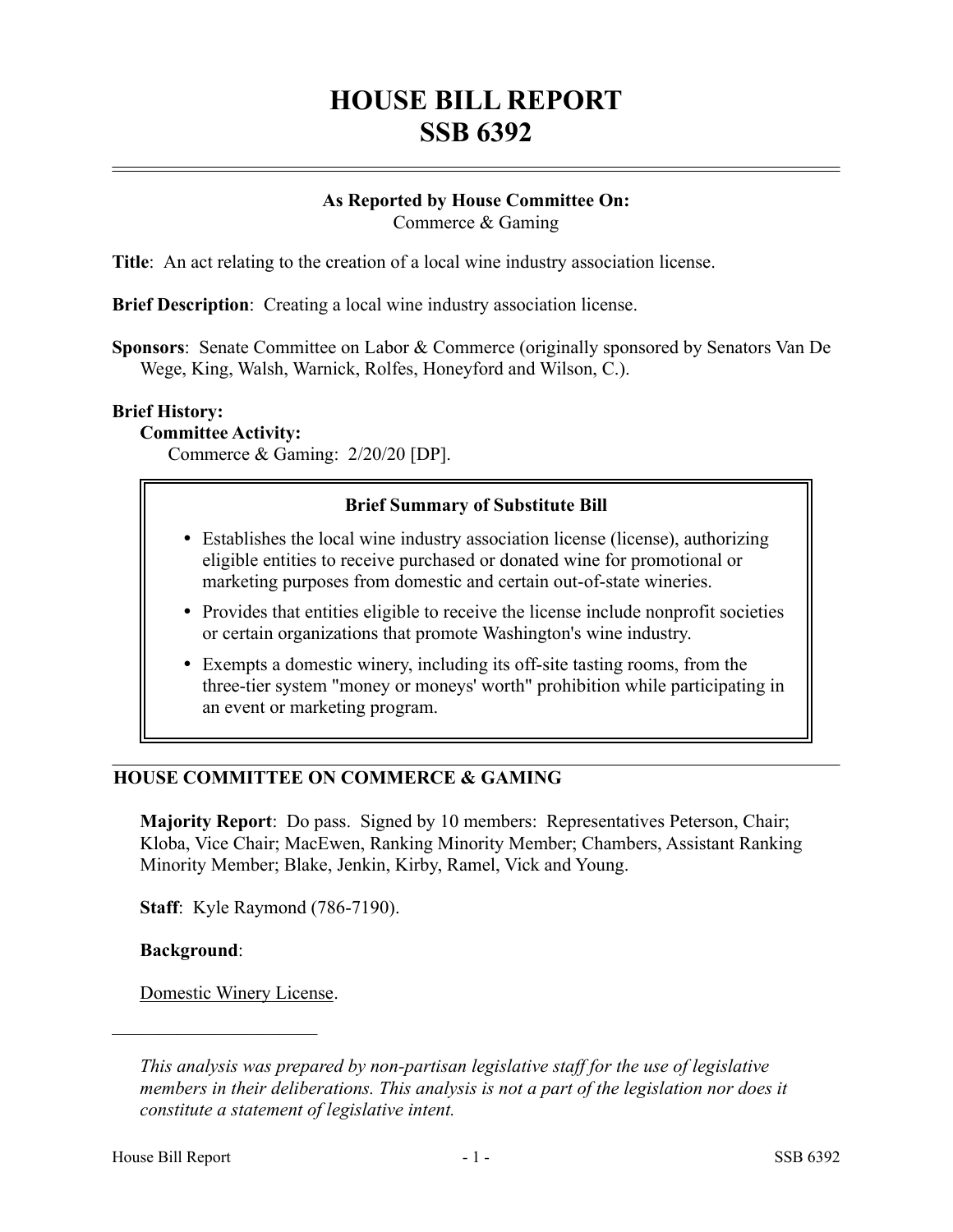# HOUSE BILL REPORT
# SSB 6392

**As Reported by House Committee On:**
Commerce & Gaming

**Title**: An act relating to the creation of a local wine industry association license.

**Brief Description**: Creating a local wine industry association license.

**Sponsors**: Senate Committee on Labor & Commerce (originally sponsored by Senators Van De Wege, King, Walsh, Warnick, Rolfes, Honeyford and Wilson, C.).

**Brief History:**

**Committee Activity:**

Commerce & Gaming: 2/20/20 [DP].

**Brief Summary of Substitute Bill**

- Establishes the local wine industry association license (license), authorizing eligible entities to receive purchased or donated wine for promotional or marketing purposes from domestic and certain out-of-state wineries.
- Provides that entities eligible to receive the license include nonprofit societies or certain organizations that promote Washington's wine industry.
- Exempts a domestic winery, including its off-site tasting rooms, from the three-tier system "money or moneys' worth" prohibition while participating in an event or marketing program.

## HOUSE COMMITTEE ON COMMERCE & GAMING

**Majority Report**: Do pass. Signed by 10 members: Representatives Peterson, Chair; Kloba, Vice Chair; MacEwen, Ranking Minority Member; Chambers, Assistant Ranking Minority Member; Blake, Jenkin, Kirby, Ramel, Vick and Young.

**Staff**: Kyle Raymond (786-7190).

**Background**:

Domestic Winery License.

---

*This analysis was prepared by non-partisan legislative staff for the use of legislative members in their deliberations. This analysis is not a part of the legislation nor does it constitute a statement of legislative intent.*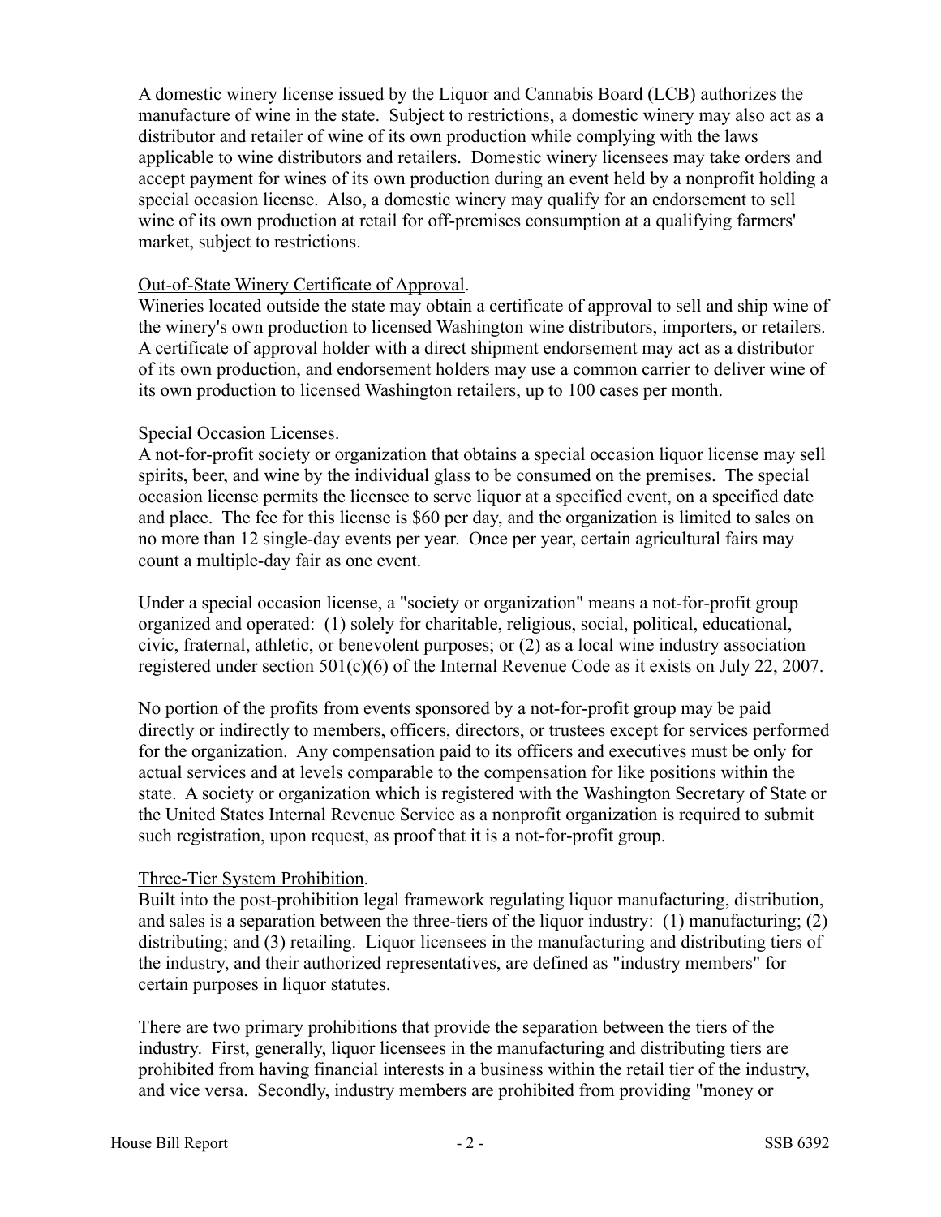A domestic winery license issued by the Liquor and Cannabis Board (LCB) authorizes the manufacture of wine in the state. Subject to restrictions, a domestic winery may also act as a distributor and retailer of wine of its own production while complying with the laws applicable to wine distributors and retailers. Domestic winery licensees may take orders and accept payment for wines of its own production during an event held by a nonprofit holding a special occasion license. Also, a domestic winery may qualify for an endorsement to sell wine of its own production at retail for off-premises consumption at a qualifying farmers' market, subject to restrictions.

Out-of-State Winery Certificate of Approval.

Wineries located outside the state may obtain a certificate of approval to sell and ship wine of the winery's own production to licensed Washington wine distributors, importers, or retailers. A certificate of approval holder with a direct shipment endorsement may act as a distributor of its own production, and endorsement holders may use a common carrier to deliver wine of its own production to licensed Washington retailers, up to 100 cases per month.

Special Occasion Licenses.

A not-for-profit society or organization that obtains a special occasion liquor license may sell spirits, beer, and wine by the individual glass to be consumed on the premises. The special occasion license permits the licensee to serve liquor at a specified event, on a specified date and place. The fee for this license is $60 per day, and the organization is limited to sales on no more than 12 single-day events per year. Once per year, certain agricultural fairs may count a multiple-day fair as one event.

Under a special occasion license, a "society or organization" means a not-for-profit group organized and operated: (1) solely for charitable, religious, social, political, educational, civic, fraternal, athletic, or benevolent purposes; or (2) as a local wine industry association registered under section 501(c)(6) of the Internal Revenue Code as it exists on July 22, 2007.

No portion of the profits from events sponsored by a not-for-profit group may be paid directly or indirectly to members, officers, directors, or trustees except for services performed for the organization. Any compensation paid to its officers and executives must be only for actual services and at levels comparable to the compensation for like positions within the state. A society or organization which is registered with the Washington Secretary of State or the United States Internal Revenue Service as a nonprofit organization is required to submit such registration, upon request, as proof that it is a not-for-profit group.

Three-Tier System Prohibition.

Built into the post-prohibition legal framework regulating liquor manufacturing, distribution, and sales is a separation between the three-tiers of the liquor industry: (1) manufacturing; (2) distributing; and (3) retailing. Liquor licensees in the manufacturing and distributing tiers of the industry, and their authorized representatives, are defined as "industry members" for certain purposes in liquor statutes.

There are two primary prohibitions that provide the separation between the tiers of the industry. First, generally, liquor licensees in the manufacturing and distributing tiers are prohibited from having financial interests in a business within the retail tier of the industry, and vice versa. Secondly, industry members are prohibited from providing "money or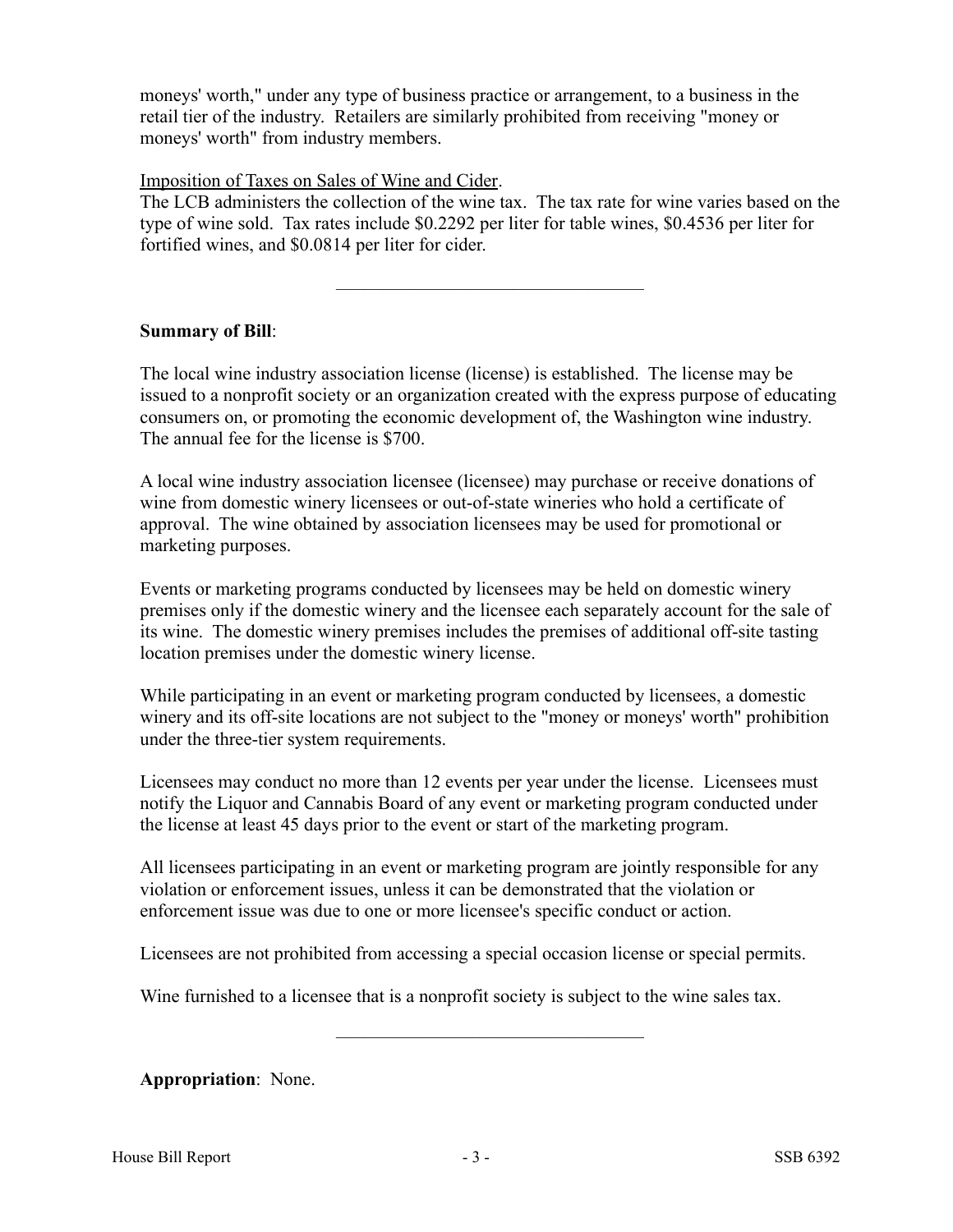moneys' worth," under any type of business practice or arrangement, to a business in the retail tier of the industry. Retailers are similarly prohibited from receiving "money or moneys' worth" from industry members.

Imposition of Taxes on Sales of Wine and Cider.

The LCB administers the collection of the wine tax. The tax rate for wine varies based on the type of wine sold. Tax rates include $0.2292 per liter for table wines, $0.4536 per liter for fortified wines, and $0.0814 per liter for cider.

---

**Summary of Bill**:

The local wine industry association license (license) is established. The license may be issued to a nonprofit society or an organization created with the express purpose of educating consumers on, or promoting the economic development of, the Washington wine industry. The annual fee for the license is $700.

A local wine industry association licensee (licensee) may purchase or receive donations of wine from domestic winery licensees or out-of-state wineries who hold a certificate of approval. The wine obtained by association licensees may be used for promotional or marketing purposes.

Events or marketing programs conducted by licensees may be held on domestic winery premises only if the domestic winery and the licensee each separately account for the sale of its wine. The domestic winery premises includes the premises of additional off-site tasting location premises under the domestic winery license.

While participating in an event or marketing program conducted by licensees, a domestic winery and its off-site locations are not subject to the "money or moneys' worth" prohibition under the three-tier system requirements.

Licensees may conduct no more than 12 events per year under the license. Licensees must notify the Liquor and Cannabis Board of any event or marketing program conducted under the license at least 45 days prior to the event or start of the marketing program.

All licensees participating in an event or marketing program are jointly responsible for any violation or enforcement issues, unless it can be demonstrated that the violation or enforcement issue was due to one or more licensee's specific conduct or action.

Licensees are not prohibited from accessing a special occasion license or special permits.

Wine furnished to a licensee that is a nonprofit society is subject to the wine sales tax.

---

**Appropriation**: None.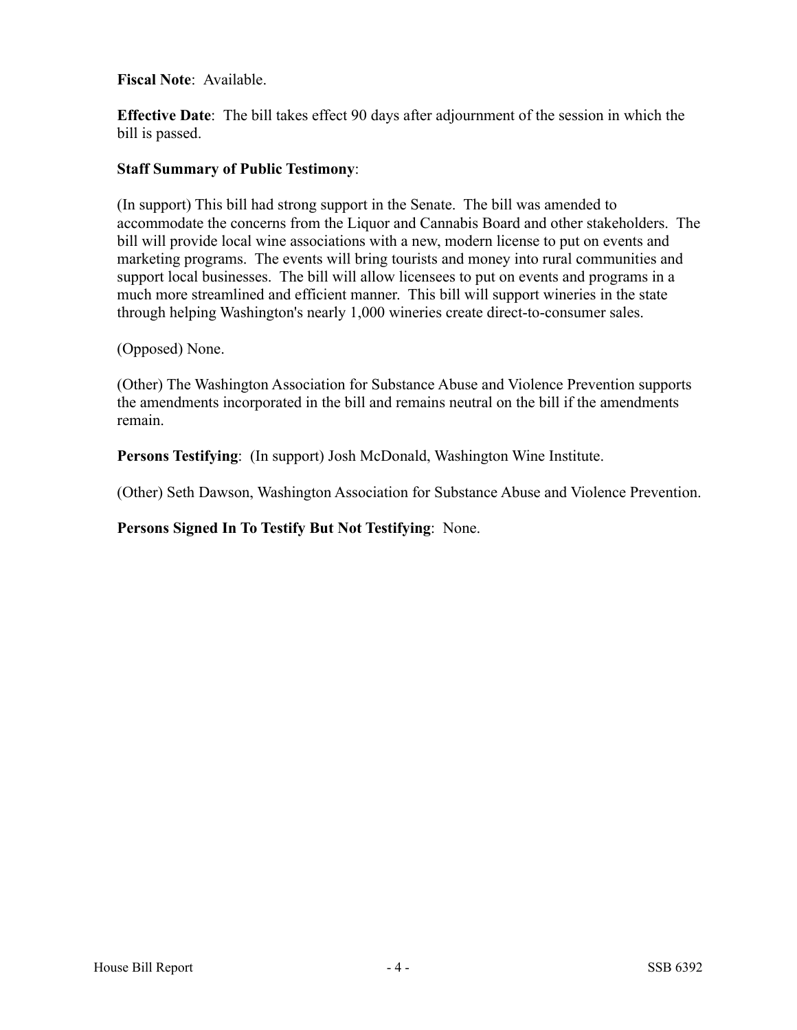**Fiscal Note**: Available.

**Effective Date**: The bill takes effect 90 days after adjournment of the session in which the bill is passed.

**Staff Summary of Public Testimony**:

(In support) This bill had strong support in the Senate. The bill was amended to accommodate the concerns from the Liquor and Cannabis Board and other stakeholders. The bill will provide local wine associations with a new, modern license to put on events and marketing programs. The events will bring tourists and money into rural communities and support local businesses. The bill will allow licensees to put on events and programs in a much more streamlined and efficient manner. This bill will support wineries in the state through helping Washington's nearly 1,000 wineries create direct-to-consumer sales.

(Opposed) None.

(Other) The Washington Association for Substance Abuse and Violence Prevention supports the amendments incorporated in the bill and remains neutral on the bill if the amendments remain.

**Persons Testifying**: (In support) Josh McDonald, Washington Wine Institute.

(Other) Seth Dawson, Washington Association for Substance Abuse and Violence Prevention.

**Persons Signed In To Testify But Not Testifying**: None.